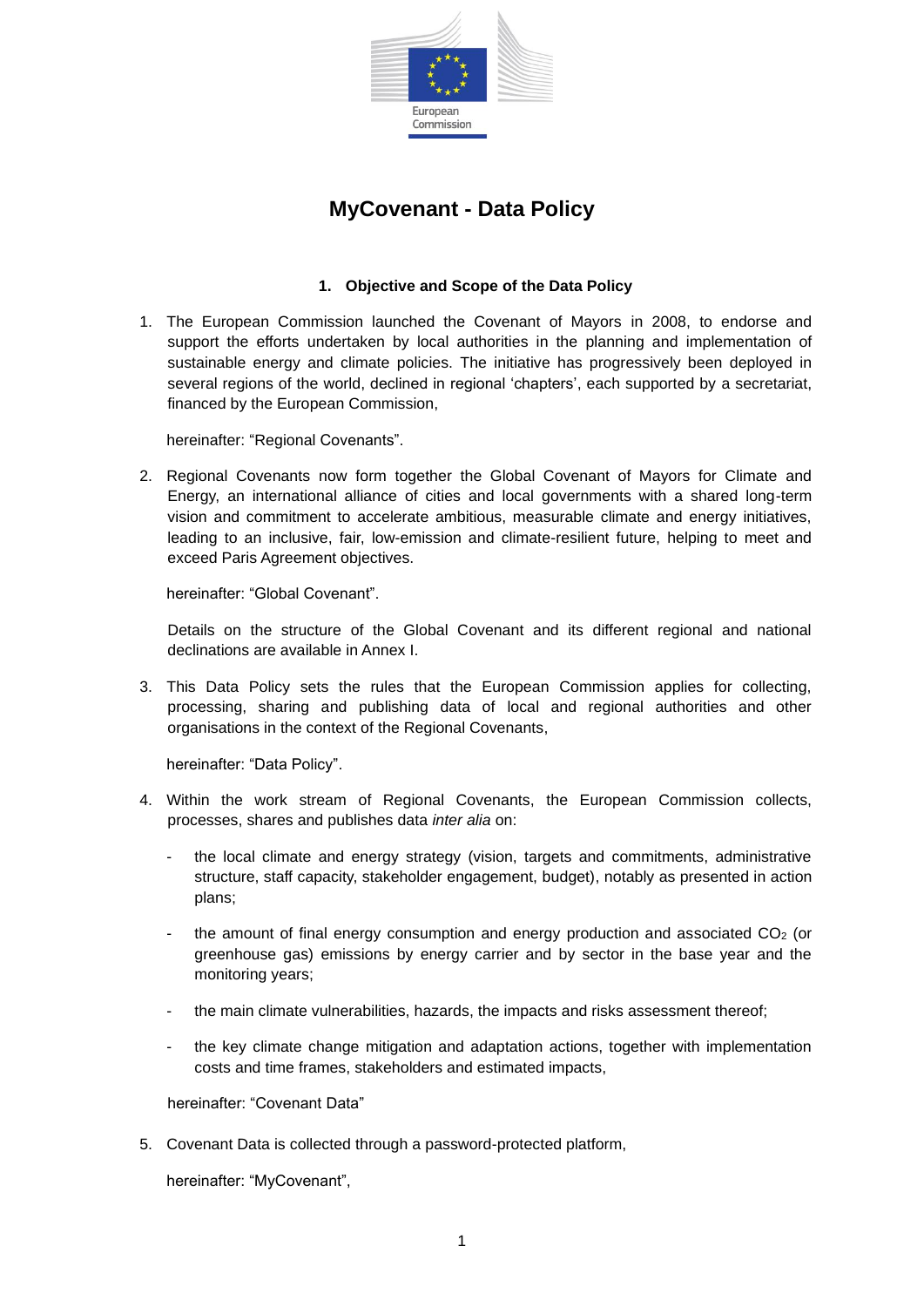# MyCovenant - Data Policy

## 1. Objective and Scope of the Data Policy

1. The European Commission launched the Covenant of Mayors in 2008, to endorse and support the efforts undertaken by local authorities in the planning and implementation of sustainable energy and climate policies. The initiative has progressively been deployed in several regions of the world, declined in regional 'chapters', each supported by a secretariat, financed by the European Commission,

   hereinafter: "Regional Covenants".

2. Regional Covenants now form together the Global Covenant of Mayors for Climate and Energy, an international alliance of cities and local governments with a shared long-term vision and commitment to accelerate ambitious, measurable climate and energy initiatives, leading to an inclusive, fair, low-emission and climate-resilient future, helping to meet and exceed Paris Agreement objectives.

   hereinafter: "Global Covenant".

   Details on the structure of the Global Covenant and its different regional and national declinations are available in Annex I.

3. This Data Policy sets the rules that the European Commission applies for collecting, processing, sharing and publishing data of local and regional authorities and other organisations in the context of the Regional Covenants,

   hereinafter: "Data Policy".

4. Within the work stream of Regional Covenants, the European Commission collects, processes, shares and publishes data *inter alia* on:

   - the local climate and energy strategy (vision, targets and commitments, administrative structure, staff capacity, stakeholder engagement, budget), notably as presented in action plans;
   - the amount of final energy consumption and energy production and associated $CO_2$ (or greenhouse gas) emissions by energy carrier and by sector in the base year and the monitoring years;
   - the main climate vulnerabilities, hazards, the impacts and risks assessment thereof;
   - the key climate change mitigation and adaptation actions, together with implementation costs and time frames, stakeholders and estimated impacts,

   hereinafter: "Covenant Data"

5. Covenant Data is collected through a password-protected platform,

   hereinafter: "MyCovenant",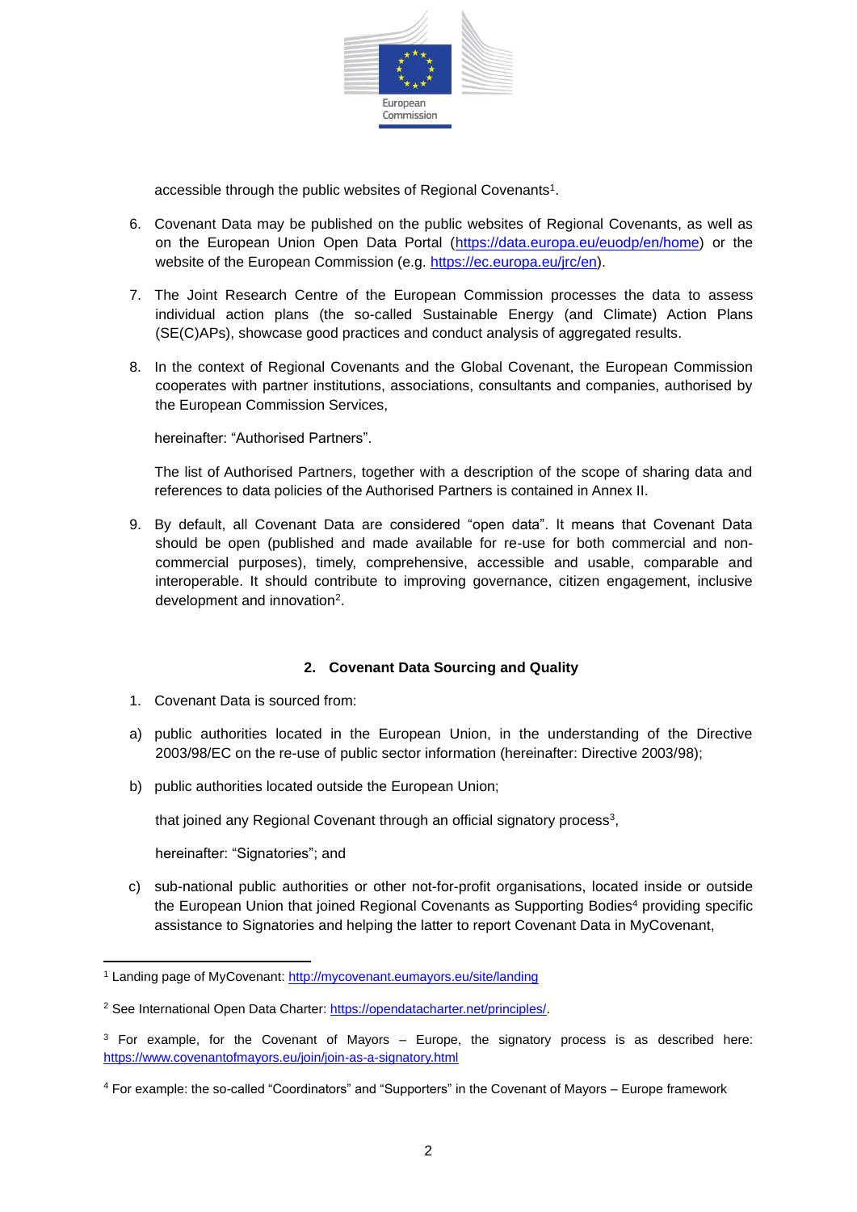accessible through the public websites of Regional Covenants[1].

6. Covenant Data may be published on the public websites of Regional Covenants, as well as on the European Union Open Data Portal (https://data.europa.eu/euodp/en/home) or the website of the European Commission (e.g. https://ec.europa.eu/jrc/en).

7. The Joint Research Centre of the European Commission processes the data to assess individual action plans (the so-called Sustainable Energy (and Climate) Action Plans (SE(C)APs), showcase good practices and conduct analysis of aggregated results.

8. In the context of Regional Covenants and the Global Covenant, the European Commission cooperates with partner institutions, associations, consultants and companies, authorised by the European Commission Services,

   hereinafter: "Authorised Partners".

   The list of Authorised Partners, together with a description of the scope of sharing data and references to data policies of the Authorised Partners is contained in Annex II.

9. By default, all Covenant Data are considered "open data". It means that Covenant Data should be open (published and made available for re-use for both commercial and non-commercial purposes), timely, comprehensive, accessible and usable, comparable and interoperable. It should contribute to improving governance, citizen engagement, inclusive development and innovation[2].

## 2. Covenant Data Sourcing and Quality

1. Covenant Data is sourced from:

a) public authorities located in the European Union, in the understanding of the Directive 2003/98/EC on the re-use of public sector information (hereinafter: Directive 2003/98);

b) public authorities located outside the European Union;

   that joined any Regional Covenant through an official signatory process[3],

   hereinafter: "Signatories"; and

c) sub-national public authorities or other not-for-profit organisations, located inside or outside the European Union that joined Regional Covenants as Supporting Bodies[4] providing specific assistance to Signatories and helping the latter to report Covenant Data in MyCovenant,

---

[1] Landing page of MyCovenant: http://mycovenant.eumayors.eu/site/landing

[2] See International Open Data Charter: https://opendatacharter.net/principles/.

[3] For example, for the Covenant of Mayors – Europe, the signatory process is as described here: https://www.covenantofmayors.eu/join/join-as-a-signatory.html

[4] For example: the so-called "Coordinators" and "Supporters" in the Covenant of Mayors – Europe framework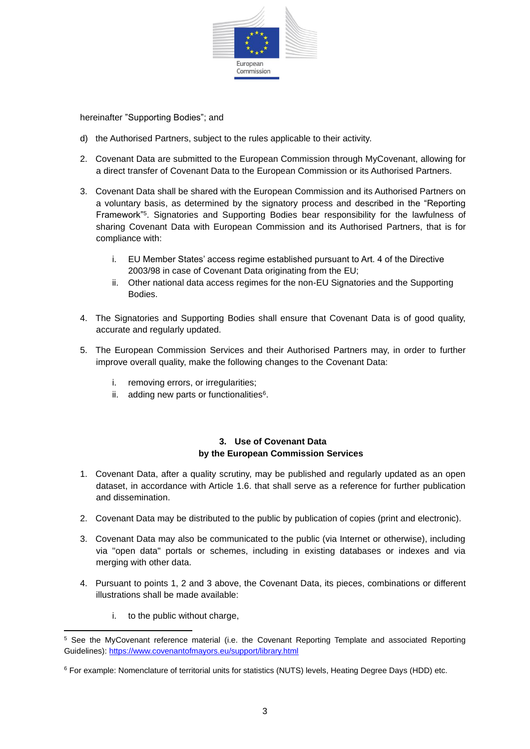hereinafter "Supporting Bodies"; and

d) the Authorised Partners, subject to the rules applicable to their activity.

2. Covenant Data are submitted to the European Commission through MyCovenant, allowing for a direct transfer of Covenant Data to the European Commission or its Authorised Partners.

3. Covenant Data shall be shared with the European Commission and its Authorised Partners on a voluntary basis, as determined by the signatory process and described in the "Reporting Framework"[5]. Signatories and Supporting Bodies bear responsibility for the lawfulness of sharing Covenant Data with European Commission and its Authorised Partners, that is for compliance with:

   i. EU Member States' access regime established pursuant to Art. 4 of the Directive 2003/98 in case of Covenant Data originating from the EU;
   ii. Other national data access regimes for the non-EU Signatories and the Supporting Bodies.

4. The Signatories and Supporting Bodies shall ensure that Covenant Data is of good quality, accurate and regularly updated.

5. The European Commission Services and their Authorised Partners may, in order to further improve overall quality, make the following changes to the Covenant Data:

   i. removing errors, or irregularities;
   ii. adding new parts or functionalities[6].

## 3. Use of Covenant Data by the European Commission Services

1. Covenant Data, after a quality scrutiny, may be published and regularly updated as an open dataset, in accordance with Article 1.6. that shall serve as a reference for further publication and dissemination.

2. Covenant Data may be distributed to the public by publication of copies (print and electronic).

3. Covenant Data may also be communicated to the public (via Internet or otherwise), including via "open data" portals or schemes, including in existing databases or indexes and via merging with other data.

4. Pursuant to points 1, 2 and 3 above, the Covenant Data, its pieces, combinations or different illustrations shall be made available:

   i. to the public without charge,

---

[5] See the MyCovenant reference material (i.e. the Covenant Reporting Template and associated Reporting Guidelines): https://www.covenantofmayors.eu/support/library.html

[6] For example: Nomenclature of territorial units for statistics (NUTS) levels, Heating Degree Days (HDD) etc.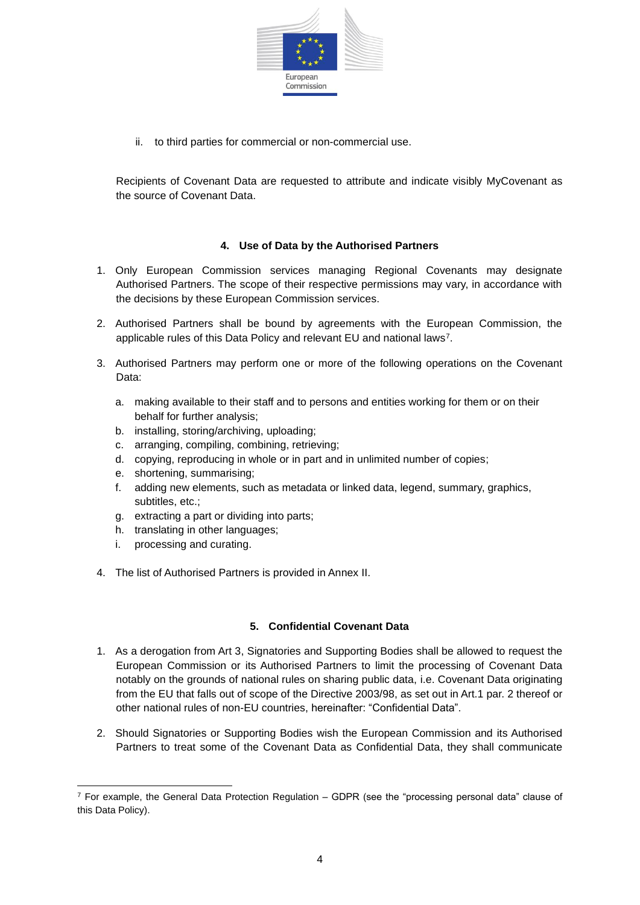ii. to third parties for commercial or non-commercial use.

Recipients of Covenant Data are requested to attribute and indicate visibly MyCovenant as the source of Covenant Data.

### 4. Use of Data by the Authorised Partners

1. Only European Commission services managing Regional Covenants may designate Authorised Partners. The scope of their respective permissions may vary, in accordance with the decisions by these European Commission services.

2. Authorised Partners shall be bound by agreements with the European Commission, the applicable rules of this Data Policy and relevant EU and national laws[7].

3. Authorised Partners may perform one or more of the following operations on the Covenant Data:

   a. making available to their staff and to persons and entities working for them or on their behalf for further analysis;
   b. installing, storing/archiving, uploading;
   c. arranging, compiling, combining, retrieving;
   d. copying, reproducing in whole or in part and in unlimited number of copies;
   e. shortening, summarising;
   f. adding new elements, such as metadata or linked data, legend, summary, graphics, subtitles, etc.;
   g. extracting a part or dividing into parts;
   h. translating in other languages;
   i. processing and curating.

4. The list of Authorised Partners is provided in Annex II.

### 5. Confidential Covenant Data

1. As a derogation from Art 3, Signatories and Supporting Bodies shall be allowed to request the European Commission or its Authorised Partners to limit the processing of Covenant Data notably on the grounds of national rules on sharing public data, i.e. Covenant Data originating from the EU that falls out of scope of the Directive 2003/98, as set out in Art.1 par. 2 thereof or other national rules of non-EU countries, hereinafter: "Confidential Data".

2. Should Signatories or Supporting Bodies wish the European Commission and its Authorised Partners to treat some of the Covenant Data as Confidential Data, they shall communicate

[7] For example, the General Data Protection Regulation – GDPR (see the "processing personal data" clause of this Data Policy).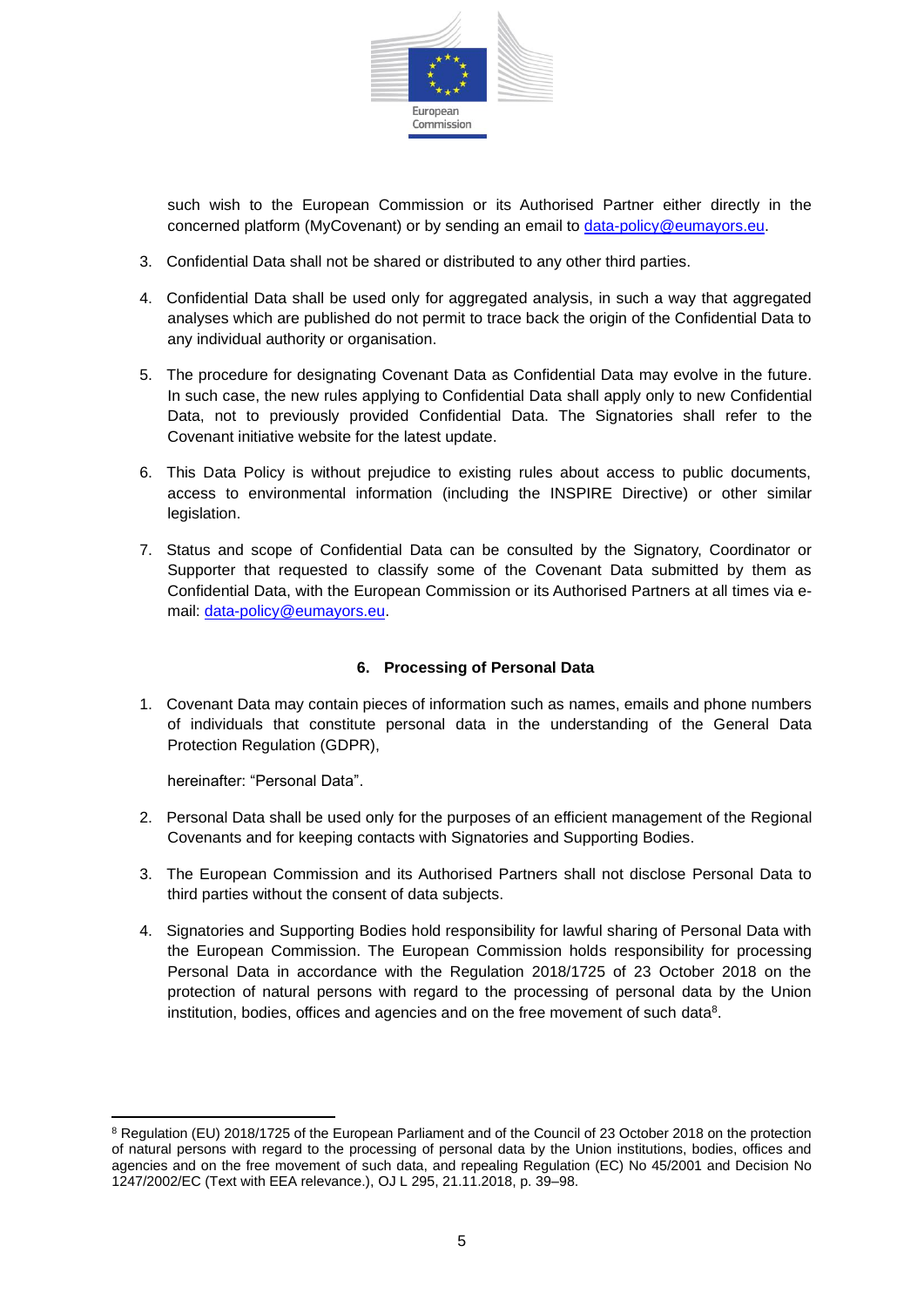such wish to the European Commission or its Authorised Partner either directly in the concerned platform (MyCovenant) or by sending an email to data-policy@eumayors.eu.

3. Confidential Data shall not be shared or distributed to any other third parties.

4. Confidential Data shall be used only for aggregated analysis, in such a way that aggregated analyses which are published do not permit to trace back the origin of the Confidential Data to any individual authority or organisation.

5. The procedure for designating Covenant Data as Confidential Data may evolve in the future. In such case, the new rules applying to Confidential Data shall apply only to new Confidential Data, not to previously provided Confidential Data. The Signatories shall refer to the Covenant initiative website for the latest update.

6. This Data Policy is without prejudice to existing rules about access to public documents, access to environmental information (including the INSPIRE Directive) or other similar legislation.

7. Status and scope of Confidential Data can be consulted by the Signatory, Coordinator or Supporter that requested to classify some of the Covenant Data submitted by them as Confidential Data, with the European Commission or its Authorised Partners at all times via e-mail: data-policy@eumayors.eu.

## 6. Processing of Personal Data

1. Covenant Data may contain pieces of information such as names, emails and phone numbers of individuals that constitute personal data in the understanding of the General Data Protection Regulation (GDPR),

   hereinafter: "Personal Data".

2. Personal Data shall be used only for the purposes of an efficient management of the Regional Covenants and for keeping contacts with Signatories and Supporting Bodies.

3. The European Commission and its Authorised Partners shall not disclose Personal Data to third parties without the consent of data subjects.

4. Signatories and Supporting Bodies hold responsibility for lawful sharing of Personal Data with the European Commission. The European Commission holds responsibility for processing Personal Data in accordance with the Regulation 2018/1725 of 23 October 2018 on the protection of natural persons with regard to the processing of personal data by the Union institution, bodies, offices and agencies and on the free movement of such data[8].

---

[8] Regulation (EU) 2018/1725 of the European Parliament and of the Council of 23 October 2018 on the protection of natural persons with regard to the processing of personal data by the Union institutions, bodies, offices and agencies and on the free movement of such data, and repealing Regulation (EC) No 45/2001 and Decision No 1247/2002/EC (Text with EEA relevance.), OJ L 295, 21.11.2018, p. 39–98.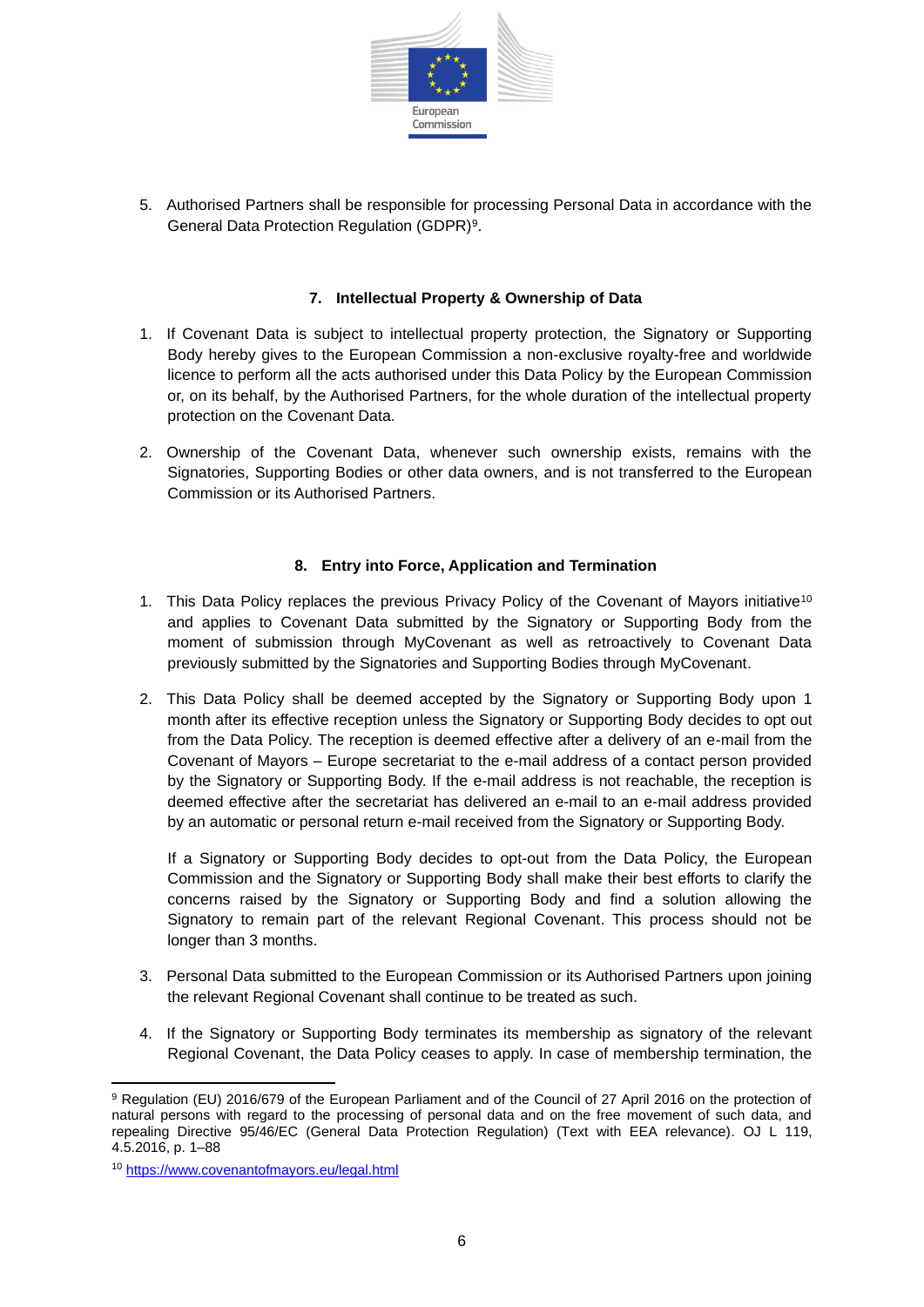5. Authorised Partners shall be responsible for processing Personal Data in accordance with the General Data Protection Regulation (GDPR)[9].

## 7. Intellectual Property & Ownership of Data

1. If Covenant Data is subject to intellectual property protection, the Signatory or Supporting Body hereby gives to the European Commission a non-exclusive royalty-free and worldwide licence to perform all the acts authorised under this Data Policy by the European Commission or, on its behalf, by the Authorised Partners, for the whole duration of the intellectual property protection on the Covenant Data.

2. Ownership of the Covenant Data, whenever such ownership exists, remains with the Signatories, Supporting Bodies or other data owners, and is not transferred to the European Commission or its Authorised Partners.

## 8. Entry into Force, Application and Termination

1. This Data Policy replaces the previous Privacy Policy of the Covenant of Mayors initiative[10] and applies to Covenant Data submitted by the Signatory or Supporting Body from the moment of submission through MyCovenant as well as retroactively to Covenant Data previously submitted by the Signatories and Supporting Bodies through MyCovenant.

2. This Data Policy shall be deemed accepted by the Signatory or Supporting Body upon 1 month after its effective reception unless the Signatory or Supporting Body decides to opt out from the Data Policy. The reception is deemed effective after a delivery of an e-mail from the Covenant of Mayors – Europe secretariat to the e-mail address of a contact person provided by the Signatory or Supporting Body. If the e-mail address is not reachable, the reception is deemed effective after the secretariat has delivered an e-mail to an e-mail address provided by an automatic or personal return e-mail received from the Signatory or Supporting Body.

   If a Signatory or Supporting Body decides to opt-out from the Data Policy, the European Commission and the Signatory or Supporting Body shall make their best efforts to clarify the concerns raised by the Signatory or Supporting Body and find a solution allowing the Signatory to remain part of the relevant Regional Covenant. This process should not be longer than 3 months.

3. Personal Data submitted to the European Commission or its Authorised Partners upon joining the relevant Regional Covenant shall continue to be treated as such.

4. If the Signatory or Supporting Body terminates its membership as signatory of the relevant Regional Covenant, the Data Policy ceases to apply. In case of membership termination, the

---

[9] Regulation (EU) 2016/679 of the European Parliament and of the Council of 27 April 2016 on the protection of natural persons with regard to the processing of personal data and on the free movement of such data, and repealing Directive 95/46/EC (General Data Protection Regulation) (Text with EEA relevance). OJ L 119, 4.5.2016, p. 1–88

[10] https://www.covenantofmayors.eu/legal.html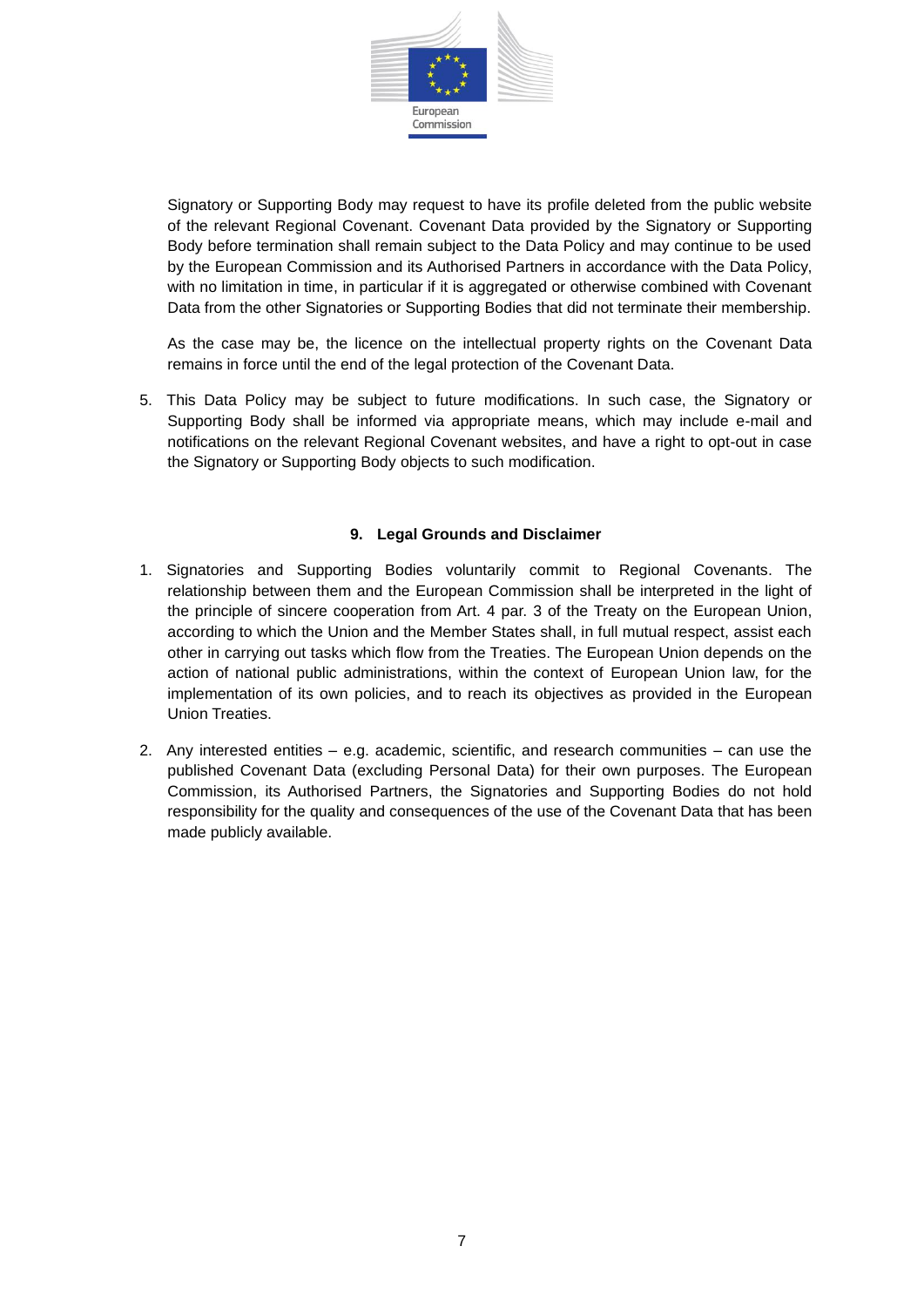Signatory or Supporting Body may request to have its profile deleted from the public website of the relevant Regional Covenant. Covenant Data provided by the Signatory or Supporting Body before termination shall remain subject to the Data Policy and may continue to be used by the European Commission and its Authorised Partners in accordance with the Data Policy, with no limitation in time, in particular if it is aggregated or otherwise combined with Covenant Data from the other Signatories or Supporting Bodies that did not terminate their membership.

As the case may be, the licence on the intellectual property rights on the Covenant Data remains in force until the end of the legal protection of the Covenant Data.

5. This Data Policy may be subject to future modifications. In such case, the Signatory or Supporting Body shall be informed via appropriate means, which may include e-mail and notifications on the relevant Regional Covenant websites, and have a right to opt-out in case the Signatory or Supporting Body objects to such modification.

## 9. Legal Grounds and Disclaimer

1. Signatories and Supporting Bodies voluntarily commit to Regional Covenants. The relationship between them and the European Commission shall be interpreted in the light of the principle of sincere cooperation from Art. 4 par. 3 of the Treaty on the European Union, according to which the Union and the Member States shall, in full mutual respect, assist each other in carrying out tasks which flow from the Treaties. The European Union depends on the action of national public administrations, within the context of European Union law, for the implementation of its own policies, and to reach its objectives as provided in the European Union Treaties.

2. Any interested entities – e.g. academic, scientific, and research communities – can use the published Covenant Data (excluding Personal Data) for their own purposes. The European Commission, its Authorised Partners, the Signatories and Supporting Bodies do not hold responsibility for the quality and consequences of the use of the Covenant Data that has been made publicly available.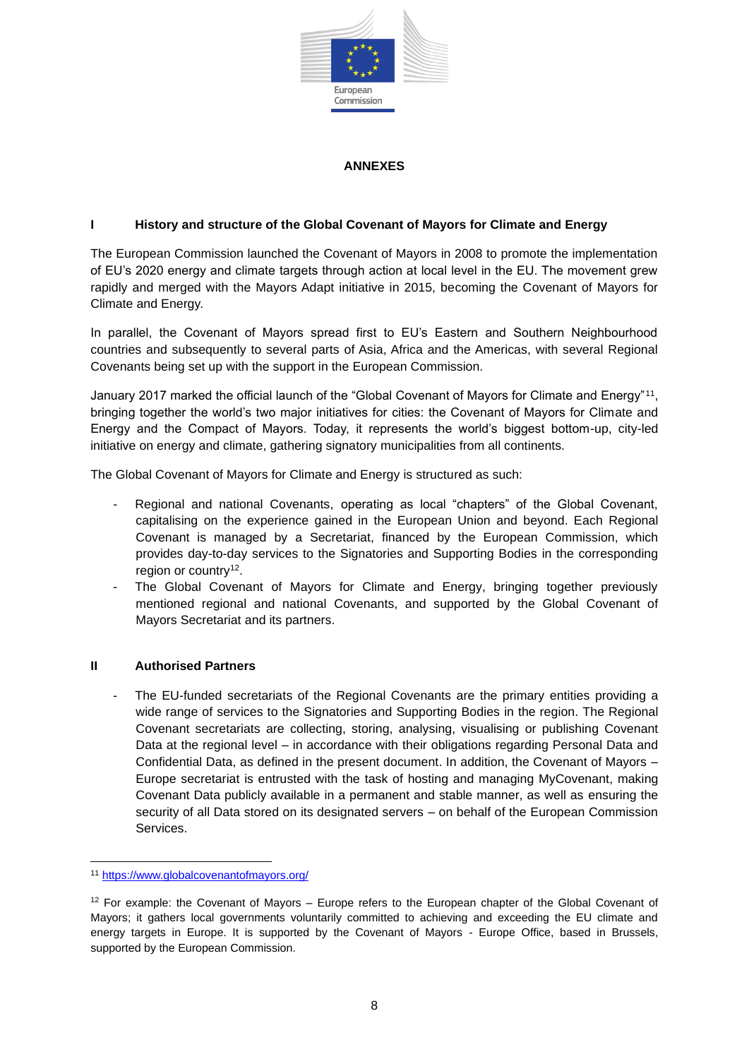## ANNEXES

### I History and structure of the Global Covenant of Mayors for Climate and Energy

The European Commission launched the Covenant of Mayors in 2008 to promote the implementation of EU's 2020 energy and climate targets through action at local level in the EU. The movement grew rapidly and merged with the Mayors Adapt initiative in 2015, becoming the Covenant of Mayors for Climate and Energy.

In parallel, the Covenant of Mayors spread first to EU's Eastern and Southern Neighbourhood countries and subsequently to several parts of Asia, Africa and the Americas, with several Regional Covenants being set up with the support in the European Commission.

January 2017 marked the official launch of the "Global Covenant of Mayors for Climate and Energy"[11], bringing together the world's two major initiatives for cities: the Covenant of Mayors for Climate and Energy and the Compact of Mayors. Today, it represents the world's biggest bottom-up, city-led initiative on energy and climate, gathering signatory municipalities from all continents.

The Global Covenant of Mayors for Climate and Energy is structured as such:

- Regional and national Covenants, operating as local "chapters" of the Global Covenant, capitalising on the experience gained in the European Union and beyond. Each Regional Covenant is managed by a Secretariat, financed by the European Commission, which provides day-to-day services to the Signatories and Supporting Bodies in the corresponding region or country[12].
- The Global Covenant of Mayors for Climate and Energy, bringing together previously mentioned regional and national Covenants, and supported by the Global Covenant of Mayors Secretariat and its partners.

### II Authorised Partners

- The EU-funded secretariats of the Regional Covenants are the primary entities providing a wide range of services to the Signatories and Supporting Bodies in the region. The Regional Covenant secretariats are collecting, storing, analysing, visualising or publishing Covenant Data at the regional level – in accordance with their obligations regarding Personal Data and Confidential Data, as defined in the present document. In addition, the Covenant of Mayors – Europe secretariat is entrusted with the task of hosting and managing MyCovenant, making Covenant Data publicly available in a permanent and stable manner, as well as ensuring the security of all Data stored on its designated servers – on behalf of the European Commission Services.

---

[11] https://www.globalcovenantofmayors.org/

[12] For example: the Covenant of Mayors – Europe refers to the European chapter of the Global Covenant of Mayors; it gathers local governments voluntarily committed to achieving and exceeding the EU climate and energy targets in Europe. It is supported by the Covenant of Mayors - Europe Office, based in Brussels, supported by the European Commission.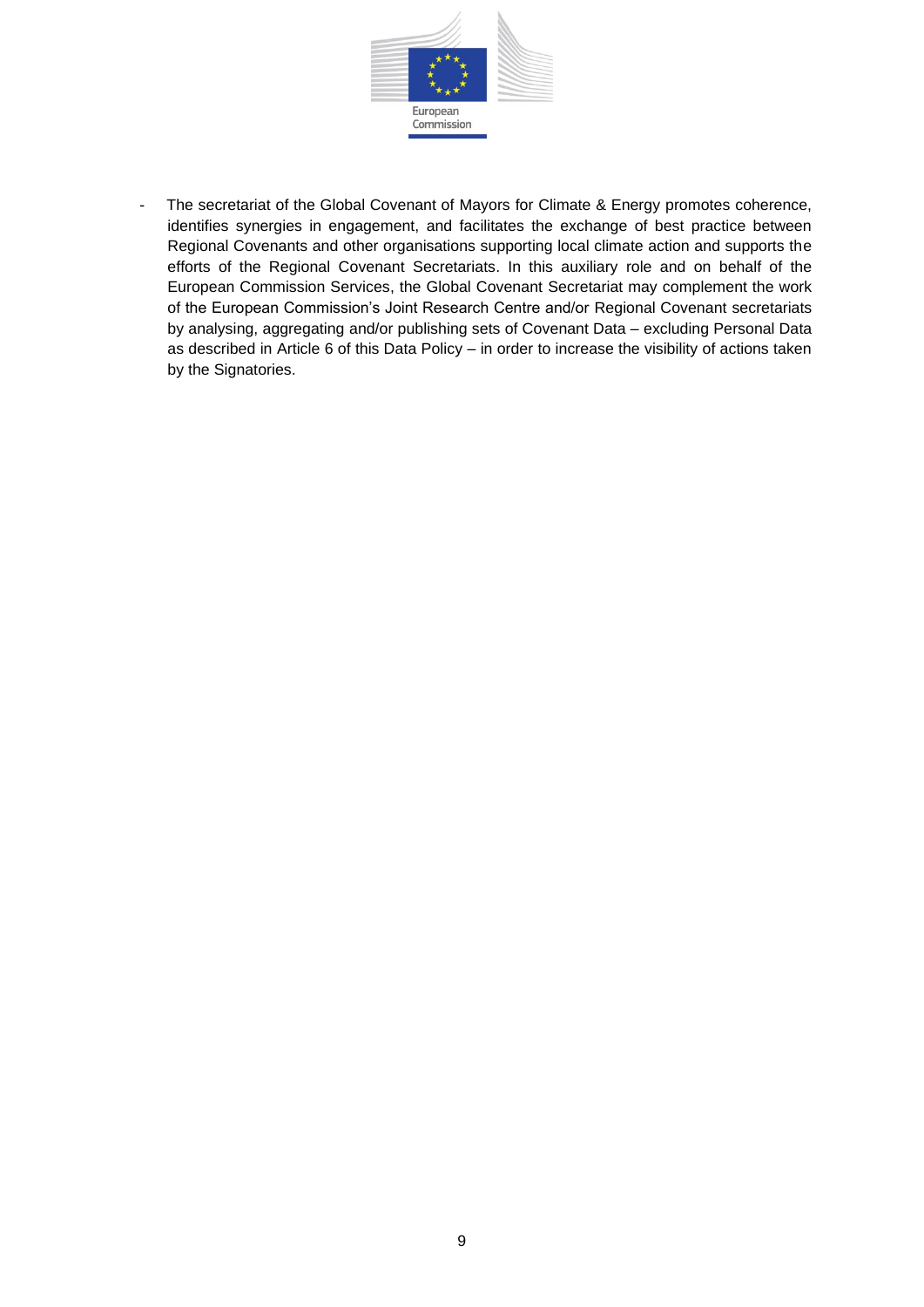- The secretariat of the Global Covenant of Mayors for Climate & Energy promotes coherence, identifies synergies in engagement, and facilitates the exchange of best practice between Regional Covenants and other organisations supporting local climate action and supports the efforts of the Regional Covenant Secretariats. In this auxiliary role and on behalf of the European Commission Services, the Global Covenant Secretariat may complement the work of the European Commission's Joint Research Centre and/or Regional Covenant secretariats by analysing, aggregating and/or publishing sets of Covenant Data – excluding Personal Data as described in Article 6 of this Data Policy – in order to increase the visibility of actions taken by the Signatories.